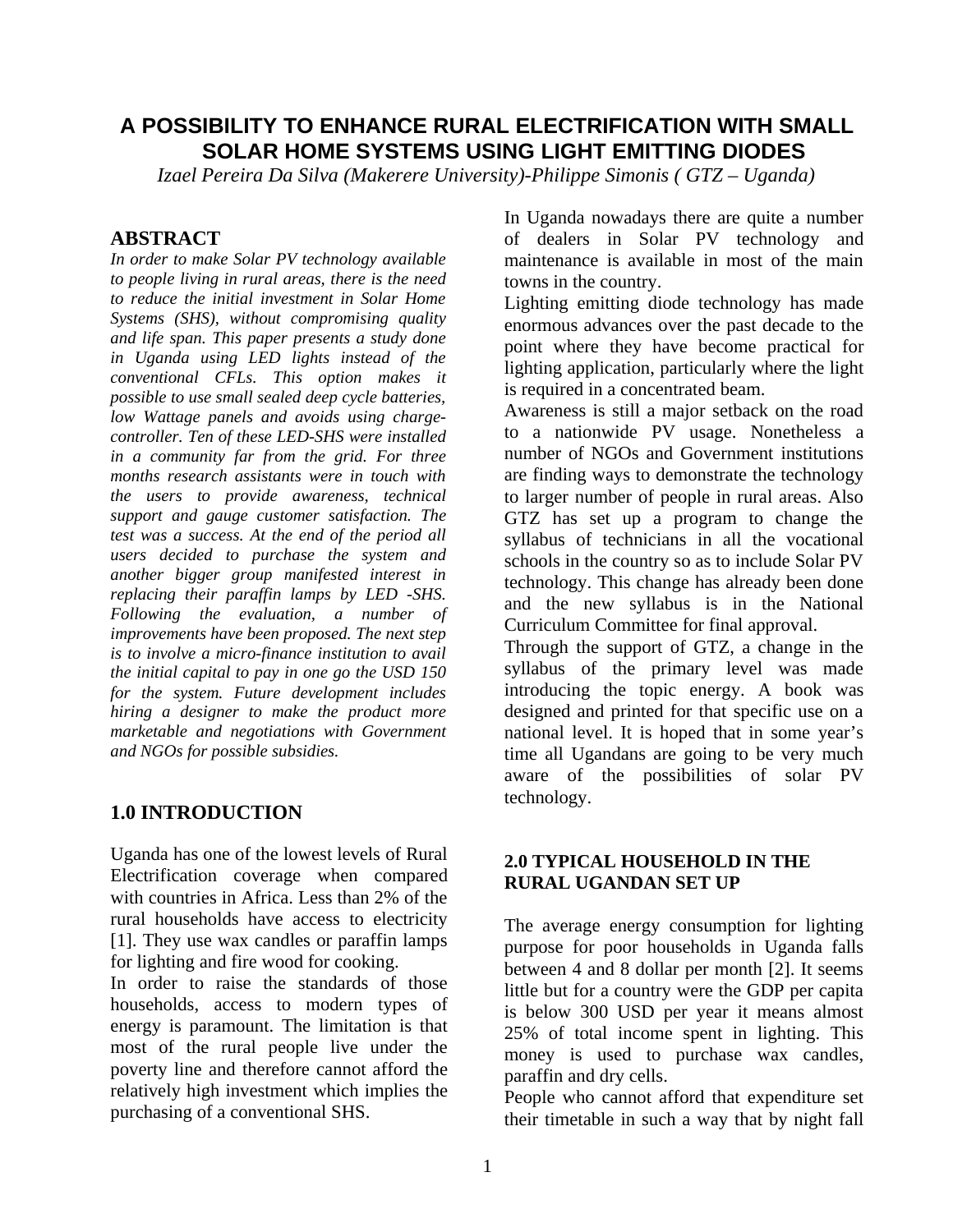# A POSSIBILITY TO ENHANCE RURAL ELECTRIFICATION WITH SMALL SOLAR HOME SYSTEMS USING LIGHT EMITTING DIODES

*Izael Pereira Da Silva (Makerere University)-Philippe Simonis ( GTZ – Uganda)*

## ABSTRACT

*In order to make Solar PV technology available to people living in rural areas, there is the need to reduce the initial investment in Solar Home Systems (SHS), without compromising quality and life span. This paper presents a study done in Uganda using LED lights instead of the conventional CFLs. This option makes it possible to use small sealed deep cycle batteries, low Wattage panels and avoids using charge-controller. Ten of these LED-SHS were installed in a community far from the grid. For three months research assistants were in touch with the users to provide awareness, technical support and gauge customer satisfaction. The test was a success. At the end of the period all users decided to purchase the system and another bigger group manifested interest in replacing their paraffin lamps by LED -SHS. Following the evaluation, a number of improvements have been proposed. The next step is to involve a micro-finance institution to avail the initial capital to pay in one go the USD 150 for the system. Future development includes hiring a designer to make the product more marketable and negotiations with Government and NGOs for possible subsidies.*

## 1.0 INTRODUCTION

Uganda has one of the lowest levels of Rural Electrification coverage when compared with countries in Africa. Less than 2% of the rural households have access to electricity [1]. They use wax candles or paraffin lamps for lighting and fire wood for cooking.

In order to raise the standards of those households, access to modern types of energy is paramount. The limitation is that most of the rural people live under the poverty line and therefore cannot afford the relatively high investment which implies the purchasing of a conventional SHS.

In Uganda nowadays there are quite a number of dealers in Solar PV technology and maintenance is available in most of the main towns in the country.

Lighting emitting diode technology has made enormous advances over the past decade to the point where they have become practical for lighting application, particularly where the light is required in a concentrated beam.

Awareness is still a major setback on the road to a nationwide PV usage. Nonetheless a number of NGOs and Government institutions are finding ways to demonstrate the technology to larger number of people in rural areas. Also GTZ has set up a program to change the syllabus of technicians in all the vocational schools in the country so as to include Solar PV technology. This change has already been done and the new syllabus is in the National Curriculum Committee for final approval.

Through the support of GTZ, a change in the syllabus of the primary level was made introducing the topic energy. A book was designed and printed for that specific use on a national level. It is hoped that in some year's time all Ugandans are going to be very much aware of the possibilities of solar PV technology.

## 2.0 TYPICAL HOUSEHOLD IN THE RURAL UGANDAN SET UP

The average energy consumption for lighting purpose for poor households in Uganda falls between 4 and 8 dollar per month [2]. It seems little but for a country were the GDP per capita is below 300 USD per year it means almost 25% of total income spent in lighting. This money is used to purchase wax candles, paraffin and dry cells.

People who cannot afford that expenditure set their timetable in such a way that by night fall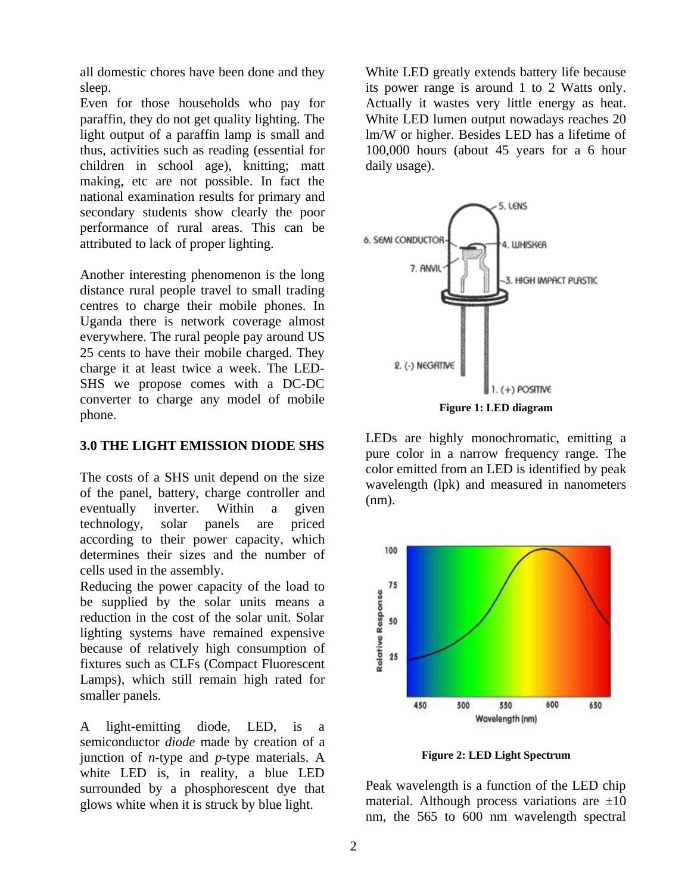all domestic chores have been done and they sleep.

Even for those households who pay for paraffin, they do not get quality lighting. The light output of a paraffin lamp is small and thus, activities such as reading (essential for children in school age), knitting; matt making, etc are not possible. In fact the national examination results for primary and secondary students show clearly the poor performance of rural areas. This can be attributed to lack of proper lighting.

Another interesting phenomenon is the long distance rural people travel to small trading centres to charge their mobile phones. In Uganda there is network coverage almost everywhere. The rural people pay around US 25 cents to have their mobile charged. They charge it at least twice a week. The LED-SHS we propose comes with a DC-DC converter to charge any model of mobile phone.

## 3.0 THE LIGHT EMISSION DIODE SHS

The costs of a SHS unit depend on the size of the panel, battery, charge controller and eventually inverter. Within a given technology, solar panels are priced according to their power capacity, which determines their sizes and the number of cells used in the assembly.

Reducing the power capacity of the load to be supplied by the solar units means a reduction in the cost of the solar unit. Solar lighting systems have remained expensive because of relatively high consumption of fixtures such as CLFs (Compact Fluorescent Lamps), which still remain high rated for smaller panels.

A light-emitting diode, LED, is a semiconductor *diode* made by creation of a junction of *n*-type and *p*-type materials. A white LED is, in reality, a blue LED surrounded by a phosphorescent dye that glows white when it is struck by blue light.

White LED greatly extends battery life because its power range is around 1 to 2 Watts only. Actually it wastes very little energy as heat. White LED lumen output nowadays reaches 20 lm/W or higher. Besides LED has a lifetime of 100,000 hours (about 45 years for a 6 hour daily usage).

**Figure 1: LED diagram**

LEDs are highly monochromatic, emitting a pure color in a narrow frequency range. The color emitted from an LED is identified by peak wavelength (lpk) and measured in nanometers (nm).

**Figure 2: LED Light Spectrum**

Peak wavelength is a function of the LED chip material. Although process variations are ±10 nm, the 565 to 600 nm wavelength spectral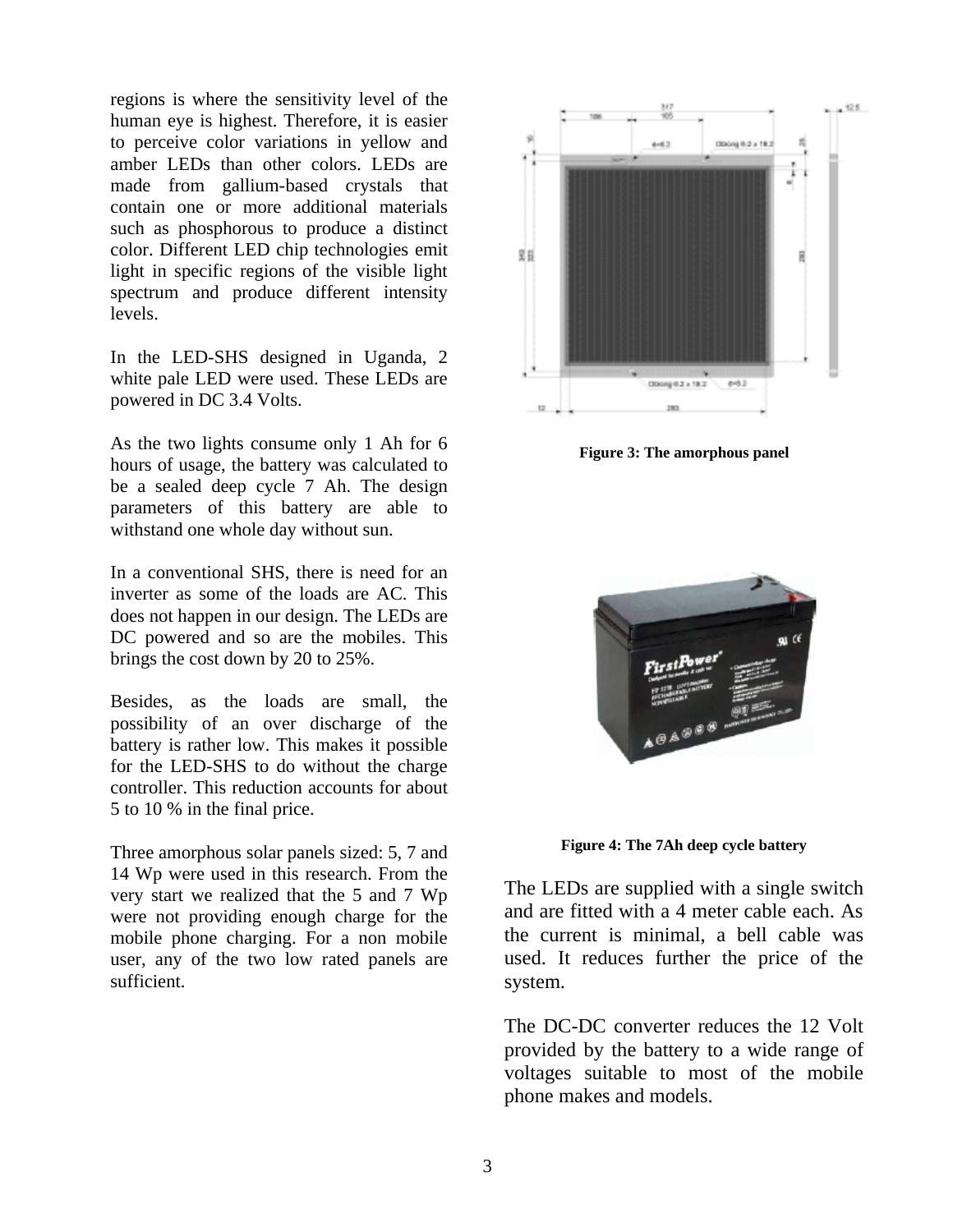regions is where the sensitivity level of the human eye is highest. Therefore, it is easier to perceive color variations in yellow and amber LEDs than other colors. LEDs are made from gallium-based crystals that contain one or more additional materials such as phosphorous to produce a distinct color. Different LED chip technologies emit light in specific regions of the visible light spectrum and produce different intensity levels.

In the LED-SHS designed in Uganda, 2 white pale LED were used. These LEDs are powered in DC 3.4 Volts.

As the two lights consume only 1 Ah for 6 hours of usage, the battery was calculated to be a sealed deep cycle 7 Ah. The design parameters of this battery are able to withstand one whole day without sun.

In a conventional SHS, there is need for an inverter as some of the loads are AC. This does not happen in our design. The LEDs are DC powered and so are the mobiles. This brings the cost down by 20 to 25%.

Besides, as the loads are small, the possibility of an over discharge of the battery is rather low. This makes it possible for the LED-SHS to do without the charge controller. This reduction accounts for about 5 to 10 % in the final price.

Three amorphous solar panels sized: 5, 7 and 14 Wp were used in this research. From the very start we realized that the 5 and 7 Wp were not providing enough charge for the mobile phone charging. For a non mobile user, any of the two low rated panels are sufficient.

**Figure 3: The amorphous panel**

**Figure 4: The 7Ah deep cycle battery**

The LEDs are supplied with a single switch and are fitted with a 4 meter cable each. As the current is minimal, a bell cable was used. It reduces further the price of the system.

The DC-DC converter reduces the 12 Volt provided by the battery to a wide range of voltages suitable to most of the mobile phone makes and models.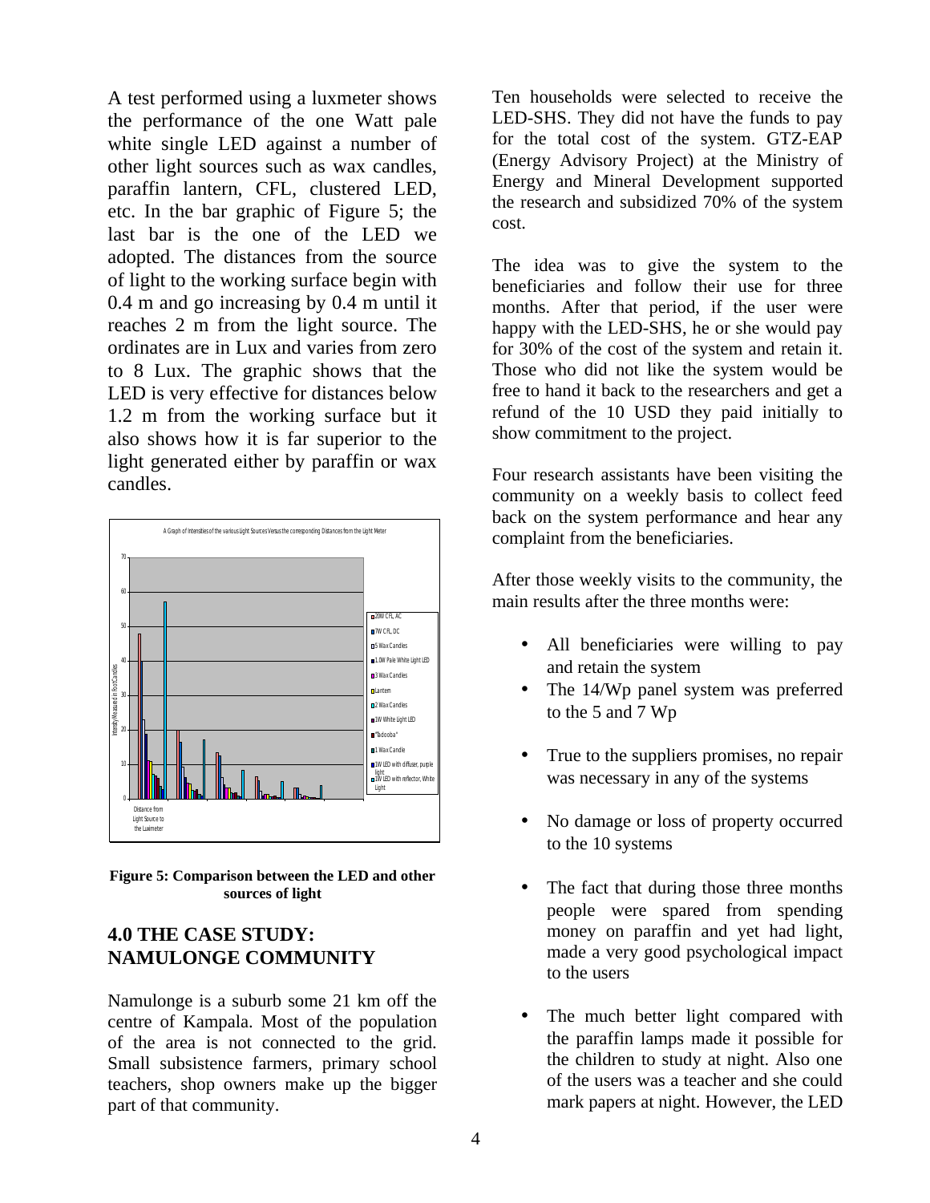A test performed using a luxmeter shows the performance of the one Watt pale white single LED against a number of other light sources such as wax candles, paraffin lantern, CFL, clustered LED, etc. In the bar graphic of Figure 5; the last bar is the one of the LED we adopted. The distances from the source of light to the working surface begin with 0.4 m and go increasing by 0.4 m until it reaches 2 m from the light source. The ordinates are in Lux and varies from zero to 8 Lux. The graphic shows that the LED is very effective for distances below 1.2 m from the working surface but it also shows how it is far superior to the light generated either by paraffin or wax candles.

**Figure 5: Comparison between the LED and other sources of light**

## 4.0 THE CASE STUDY: NAMULONGE COMMUNITY

Namulonge is a suburb some 21 km off the centre of Kampala. Most of the population of the area is not connected to the grid. Small subsistence farmers, primary school teachers, shop owners make up the bigger part of that community.

Ten households were selected to receive the LED-SHS. They did not have the funds to pay for the total cost of the system. GTZ-EAP (Energy Advisory Project) at the Ministry of Energy and Mineral Development supported the research and subsidized 70% of the system cost.

The idea was to give the system to the beneficiaries and follow their use for three months. After that period, if the user were happy with the LED-SHS, he or she would pay for 30% of the cost of the system and retain it. Those who did not like the system would be free to hand it back to the researchers and get a refund of the 10 USD they paid initially to show commitment to the project.

Four research assistants have been visiting the community on a weekly basis to collect feed back on the system performance and hear any complaint from the beneficiaries.

After those weekly visits to the community, the main results after the three months were:

- All beneficiaries were willing to pay and retain the system
- The 14/Wp panel system was preferred to the 5 and 7 Wp
- True to the suppliers promises, no repair was necessary in any of the systems
- No damage or loss of property occurred to the 10 systems
- The fact that during those three months people were spared from spending money on paraffin and yet had light, made a very good psychological impact to the users
- The much better light compared with the paraffin lamps made it possible for the children to study at night. Also one of the users was a teacher and she could mark papers at night. However, the LED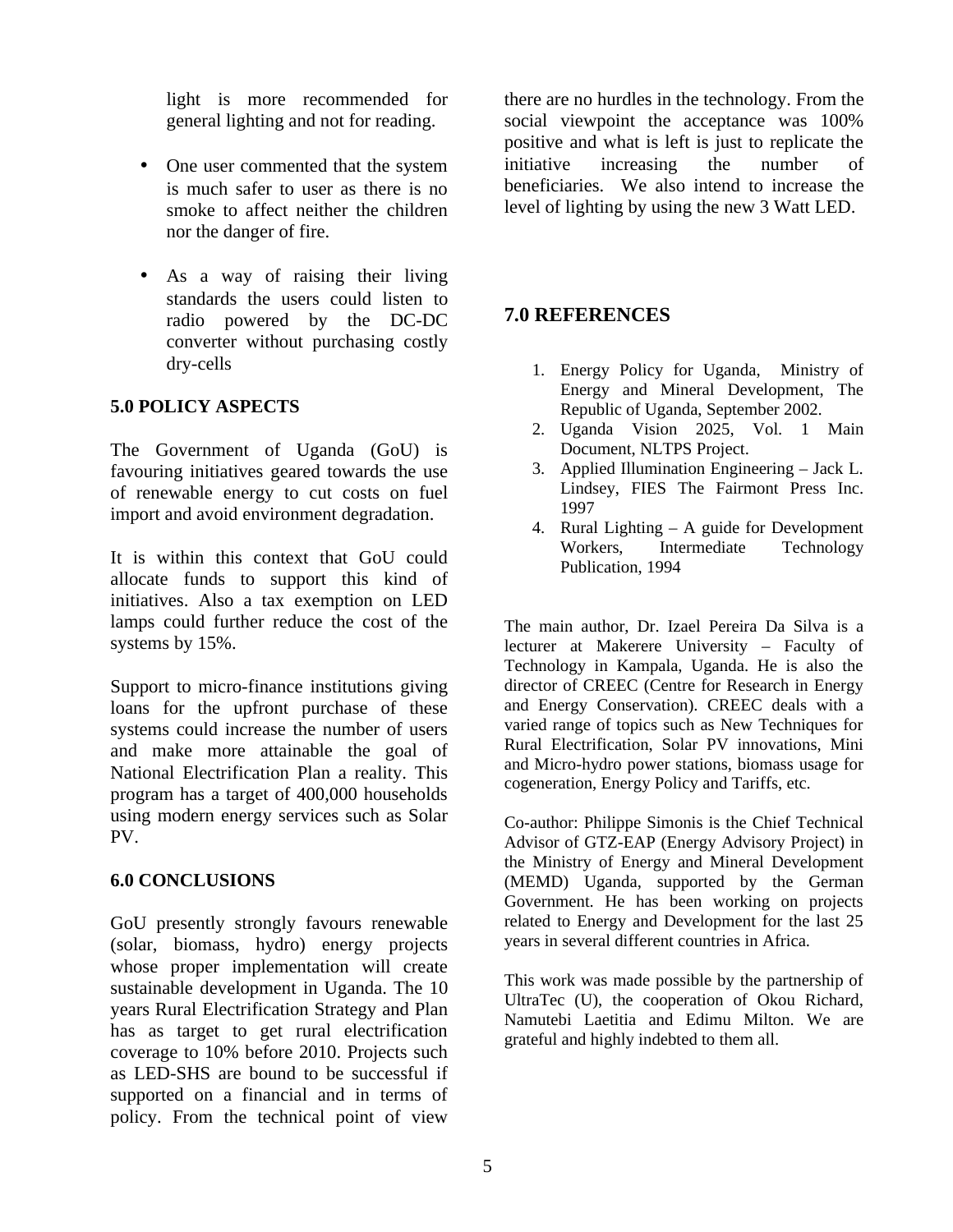light is more recommended for general lighting and not for reading.

- One user commented that the system is much safer to user as there is no smoke to affect neither the children nor the danger of fire.

- As a way of raising their living standards the users could listen to radio powered by the DC-DC converter without purchasing costly dry-cells

## 5.0 POLICY ASPECTS

The Government of Uganda (GoU) is favouring initiatives geared towards the use of renewable energy to cut costs on fuel import and avoid environment degradation.

It is within this context that GoU could allocate funds to support this kind of initiatives. Also a tax exemption on LED lamps could further reduce the cost of the systems by 15%.

Support to micro-finance institutions giving loans for the upfront purchase of these systems could increase the number of users and make more attainable the goal of National Electrification Plan a reality. This program has a target of 400,000 households using modern energy services such as Solar PV.

## 6.0 CONCLUSIONS

GoU presently strongly favours renewable (solar, biomass, hydro) energy projects whose proper implementation will create sustainable development in Uganda. The 10 years Rural Electrification Strategy and Plan has as target to get rural electrification coverage to 10% before 2010. Projects such as LED-SHS are bound to be successful if supported on a financial and in terms of policy. From the technical point of view there are no hurdles in the technology. From the social viewpoint the acceptance was 100% positive and what is left is just to replicate the initiative increasing the number of beneficiaries. We also intend to increase the level of lighting by using the new 3 Watt LED.

## 7.0 REFERENCES

1. Energy Policy for Uganda, Ministry of Energy and Mineral Development, The Republic of Uganda, September 2002.
2. Uganda Vision 2025, Vol. 1 Main Document, NLTPS Project.
3. Applied Illumination Engineering – Jack L. Lindsey, FIES The Fairmont Press Inc. 1997
4. Rural Lighting – A guide for Development Workers, Intermediate Technology Publication, 1994

The main author, Dr. Izael Pereira Da Silva is a lecturer at Makerere University – Faculty of Technology in Kampala, Uganda. He is also the director of CREEC (Centre for Research in Energy and Energy Conservation). CREEC deals with a varied range of topics such as New Techniques for Rural Electrification, Solar PV innovations, Mini and Micro-hydro power stations, biomass usage for cogeneration, Energy Policy and Tariffs, etc.

Co-author: Philippe Simonis is the Chief Technical Advisor of GTZ-EAP (Energy Advisory Project) in the Ministry of Energy and Mineral Development (MEMD) Uganda, supported by the German Government. He has been working on projects related to Energy and Development for the last 25 years in several different countries in Africa.

This work was made possible by the partnership of UltraTec (U), the cooperation of Okou Richard, Namutebi Laetitia and Edimu Milton. We are grateful and highly indebted to them all.